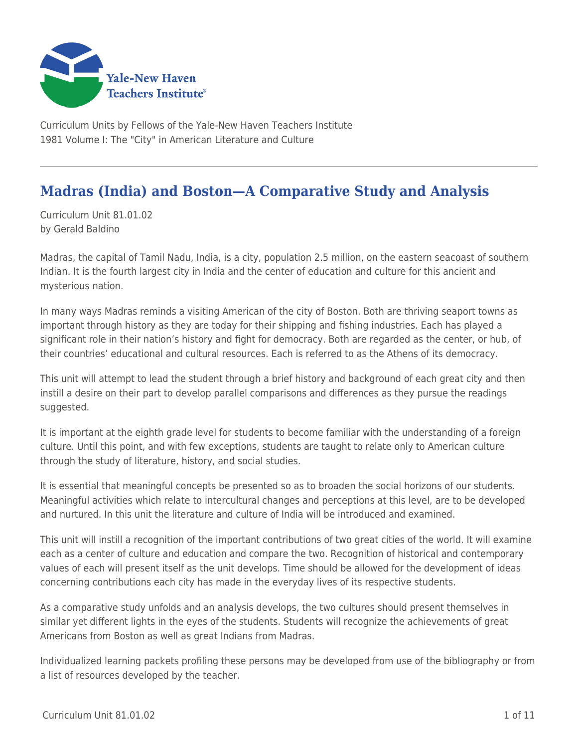Curriculum Units by Fellows of the Yale-New Haven Teachers Institute
1981 Volume I: The "City" in American Literature and Culture

# Madras (India) and Boston—A Comparative Study and Analysis

Curriculum Unit 81.01.02
by Gerald Baldino

Madras, the capital of Tamil Nadu, India, is a city, population 2.5 million, on the eastern seacoast of southern Indian. It is the fourth largest city in India and the center of education and culture for this ancient and mysterious nation.

In many ways Madras reminds a visiting American of the city of Boston. Both are thriving seaport towns as important through history as they are today for their shipping and fishing industries. Each has played a significant role in their nation's history and fight for democracy. Both are regarded as the center, or hub, of their countries' educational and cultural resources. Each is referred to as the Athens of its democracy.

This unit will attempt to lead the student through a brief history and background of each great city and then instill a desire on their part to develop parallel comparisons and differences as they pursue the readings suggested.

It is important at the eighth grade level for students to become familiar with the understanding of a foreign culture. Until this point, and with few exceptions, students are taught to relate only to American culture through the study of literature, history, and social studies.

It is essential that meaningful concepts be presented so as to broaden the social horizons of our students. Meaningful activities which relate to intercultural changes and perceptions at this level, are to be developed and nurtured. In this unit the literature and culture of India will be introduced and examined.

This unit will instill a recognition of the important contributions of two great cities of the world. It will examine each as a center of culture and education and compare the two. Recognition of historical and contemporary values of each will present itself as the unit develops. Time should be allowed for the development of ideas concerning contributions each city has made in the everyday lives of its respective students.

As a comparative study unfolds and an analysis develops, the two cultures should present themselves in similar yet different lights in the eyes of the students. Students will recognize the achievements of great Americans from Boston as well as great Indians from Madras.

Individualized learning packets profiling these persons may be developed from use of the bibliography or from a list of resources developed by the teacher.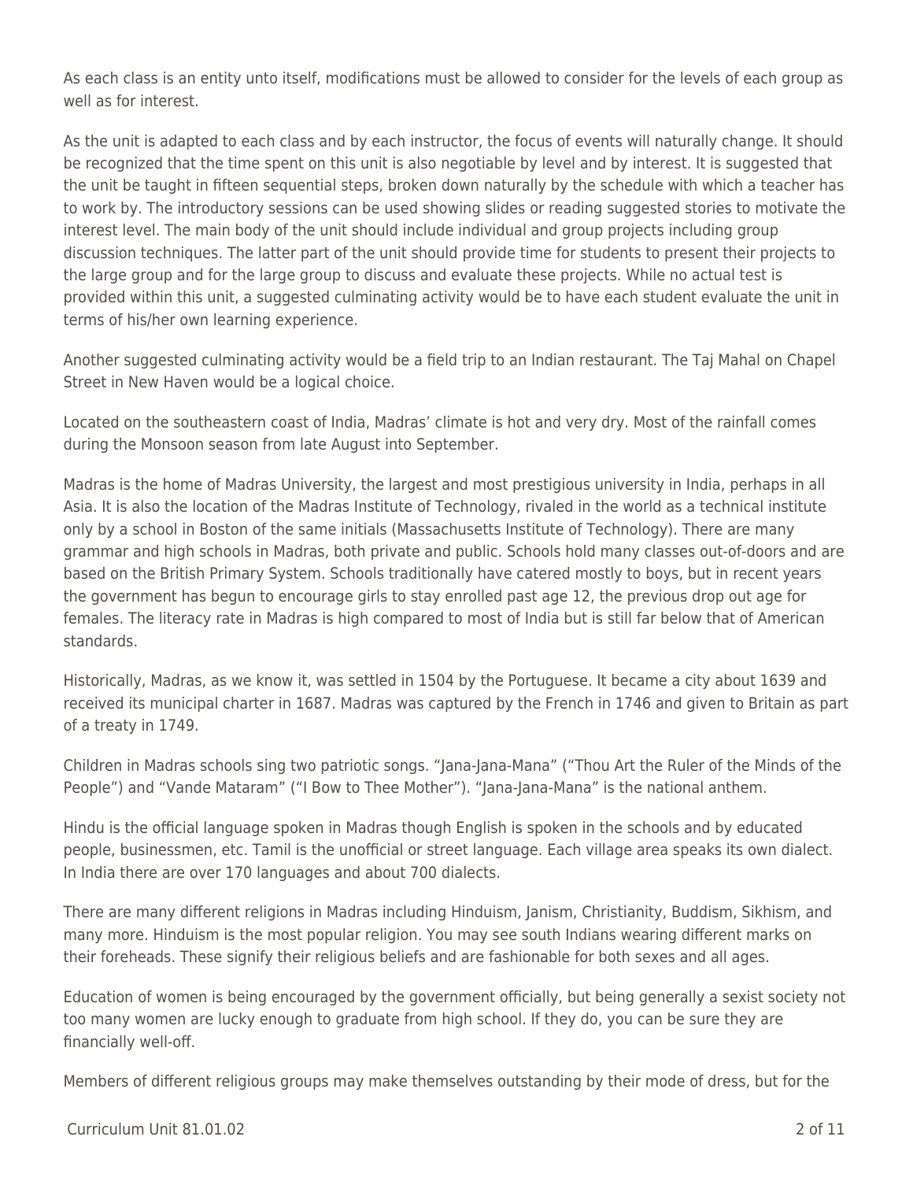As each class is an entity unto itself, modifications must be allowed to consider for the levels of each group as well as for interest.

As the unit is adapted to each class and by each instructor, the focus of events will naturally change. It should be recognized that the time spent on this unit is also negotiable by level and by interest. It is suggested that the unit be taught in fifteen sequential steps, broken down naturally by the schedule with which a teacher has to work by. The introductory sessions can be used showing slides or reading suggested stories to motivate the interest level. The main body of the unit should include individual and group projects including group discussion techniques. The latter part of the unit should provide time for students to present their projects to the large group and for the large group to discuss and evaluate these projects. While no actual test is provided within this unit, a suggested culminating activity would be to have each student evaluate the unit in terms of his/her own learning experience.

Another suggested culminating activity would be a field trip to an Indian restaurant. The Taj Mahal on Chapel Street in New Haven would be a logical choice.

Located on the southeastern coast of India, Madras' climate is hot and very dry. Most of the rainfall comes during the Monsoon season from late August into September.

Madras is the home of Madras University, the largest and most prestigious university in India, perhaps in all Asia. It is also the location of the Madras Institute of Technology, rivaled in the world as a technical institute only by a school in Boston of the same initials (Massachusetts Institute of Technology). There are many grammar and high schools in Madras, both private and public. Schools hold many classes out-of-doors and are based on the British Primary System. Schools traditionally have catered mostly to boys, but in recent years the government has begun to encourage girls to stay enrolled past age 12, the previous drop out age for females. The literacy rate in Madras is high compared to most of India but is still far below that of American standards.

Historically, Madras, as we know it, was settled in 1504 by the Portuguese. It became a city about 1639 and received its municipal charter in 1687. Madras was captured by the French in 1746 and given to Britain as part of a treaty in 1749.

Children in Madras schools sing two patriotic songs. "Jana-Jana-Mana" ("Thou Art the Ruler of the Minds of the People") and "Vande Mataram" ("I Bow to Thee Mother"). "Jana-Jana-Mana" is the national anthem.

Hindu is the official language spoken in Madras though English is spoken in the schools and by educated people, businessmen, etc. Tamil is the unofficial or street language. Each village area speaks its own dialect. In India there are over 170 languages and about 700 dialects.

There are many different religions in Madras including Hinduism, Janism, Christianity, Buddism, Sikhism, and many more. Hinduism is the most popular religion. You may see south Indians wearing different marks on their foreheads. These signify their religious beliefs and are fashionable for both sexes and all ages.

Education of women is being encouraged by the government officially, but being generally a sexist society not too many women are lucky enough to graduate from high school. If they do, you can be sure they are financially well-off.

Members of different religious groups may make themselves outstanding by their mode of dress, but for the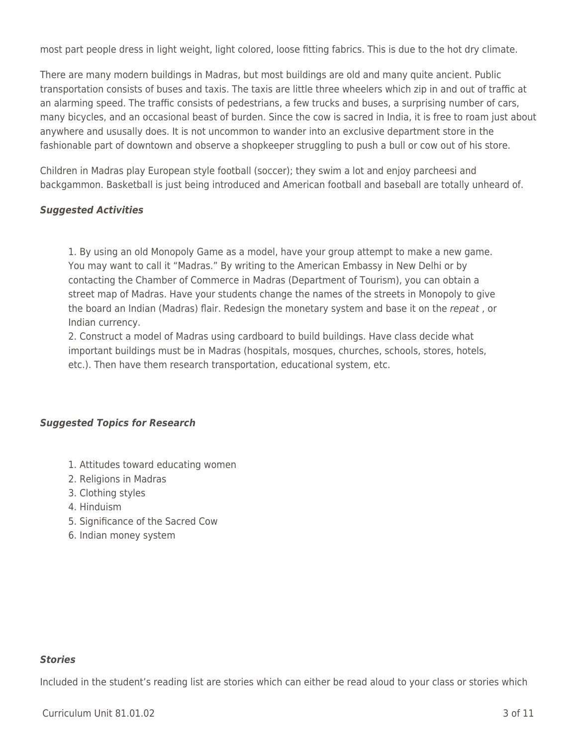most part people dress in light weight, light colored, loose fitting fabrics. This is due to the hot dry climate.

There are many modern buildings in Madras, but most buildings are old and many quite ancient. Public transportation consists of buses and taxis. The taxis are little three wheelers which zip in and out of traffic at an alarming speed. The traffic consists of pedestrians, a few trucks and buses, a surprising number of cars, many bicycles, and an occasional beast of burden. Since the cow is sacred in India, it is free to roam just about anywhere and ususally does. It is not uncommon to wander into an exclusive department store in the fashionable part of downtown and observe a shopkeeper struggling to push a bull or cow out of his store.

Children in Madras play European style football (soccer); they swim a lot and enjoy parcheesi and backgammon. Basketball is just being introduced and American football and baseball are totally unheard of.

***Suggested Activities***

1. By using an old Monopoly Game as a model, have your group attempt to make a new game. You may want to call it "Madras." By writing to the American Embassy in New Delhi or by contacting the Chamber of Commerce in Madras (Department of Tourism), you can obtain a street map of Madras. Have your students change the names of the streets in Monopoly to give the board an Indian (Madras) flair. Redesign the monetary system and base it on the *repeat* , or Indian currency.
2. Construct a model of Madras using cardboard to build buildings. Have class decide what important buildings must be in Madras (hospitals, mosques, churches, schools, stores, hotels, etc.). Then have them research transportation, educational system, etc.

***Suggested Topics for Research***

1. Attitudes toward educating women
2. Religions in Madras
3. Clothing styles
4. Hinduism
5. Significance of the Sacred Cow
6. Indian money system

***Stories***

Included in the student's reading list are stories which can either be read aloud to your class or stories which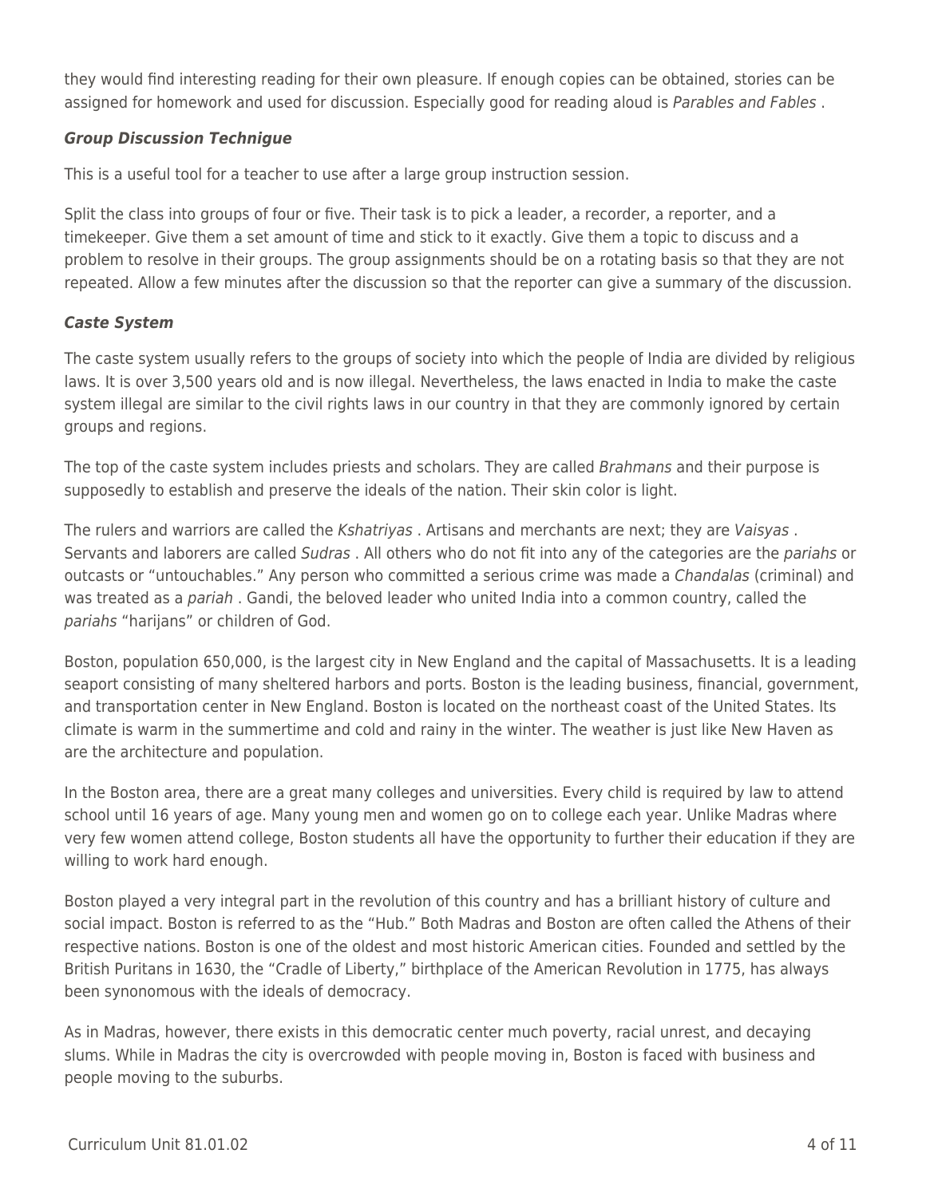they would find interesting reading for their own pleasure. If enough copies can be obtained, stories can be assigned for homework and used for discussion. Especially good for reading aloud is *Parables and Fables* .

### *Group Discussion Technigue*

This is a useful tool for a teacher to use after a large group instruction session.

Split the class into groups of four or five. Their task is to pick a leader, a recorder, a reporter, and a timekeeper. Give them a set amount of time and stick to it exactly. Give them a topic to discuss and a problem to resolve in their groups. The group assignments should be on a rotating basis so that they are not repeated. Allow a few minutes after the discussion so that the reporter can give a summary of the discussion.

### *Caste System*

The caste system usually refers to the groups of society into which the people of India are divided by religious laws. It is over 3,500 years old and is now illegal. Nevertheless, the laws enacted in India to make the caste system illegal are similar to the civil rights laws in our country in that they are commonly ignored by certain groups and regions.

The top of the caste system includes priests and scholars. They are called *Brahmans* and their purpose is supposedly to establish and preserve the ideals of the nation. Their skin color is light.

The rulers and warriors are called the *Kshatriyas* . Artisans and merchants are next; they are *Vaisyas* . Servants and laborers are called *Sudras* . All others who do not fit into any of the categories are the *pariahs* or outcasts or "untouchables." Any person who committed a serious crime was made a *Chandalas* (criminal) and was treated as a *pariah* . Gandi, the beloved leader who united India into a common country, called the *pariahs* "harijans" or children of God.

Boston, population 650,000, is the largest city in New England and the capital of Massachusetts. It is a leading seaport consisting of many sheltered harbors and ports. Boston is the leading business, financial, government, and transportation center in New England. Boston is located on the northeast coast of the United States. Its climate is warm in the summertime and cold and rainy in the winter. The weather is just like New Haven as are the architecture and population.

In the Boston area, there are a great many colleges and universities. Every child is required by law to attend school until 16 years of age. Many young men and women go on to college each year. Unlike Madras where very few women attend college, Boston students all have the opportunity to further their education if they are willing to work hard enough.

Boston played a very integral part in the revolution of this country and has a brilliant history of culture and social impact. Boston is referred to as the "Hub." Both Madras and Boston are often called the Athens of their respective nations. Boston is one of the oldest and most historic American cities. Founded and settled by the British Puritans in 1630, the "Cradle of Liberty," birthplace of the American Revolution in 1775, has always been synonomous with the ideals of democracy.

As in Madras, however, there exists in this democratic center much poverty, racial unrest, and decaying slums. While in Madras the city is overcrowded with people moving in, Boston is faced with business and people moving to the suburbs.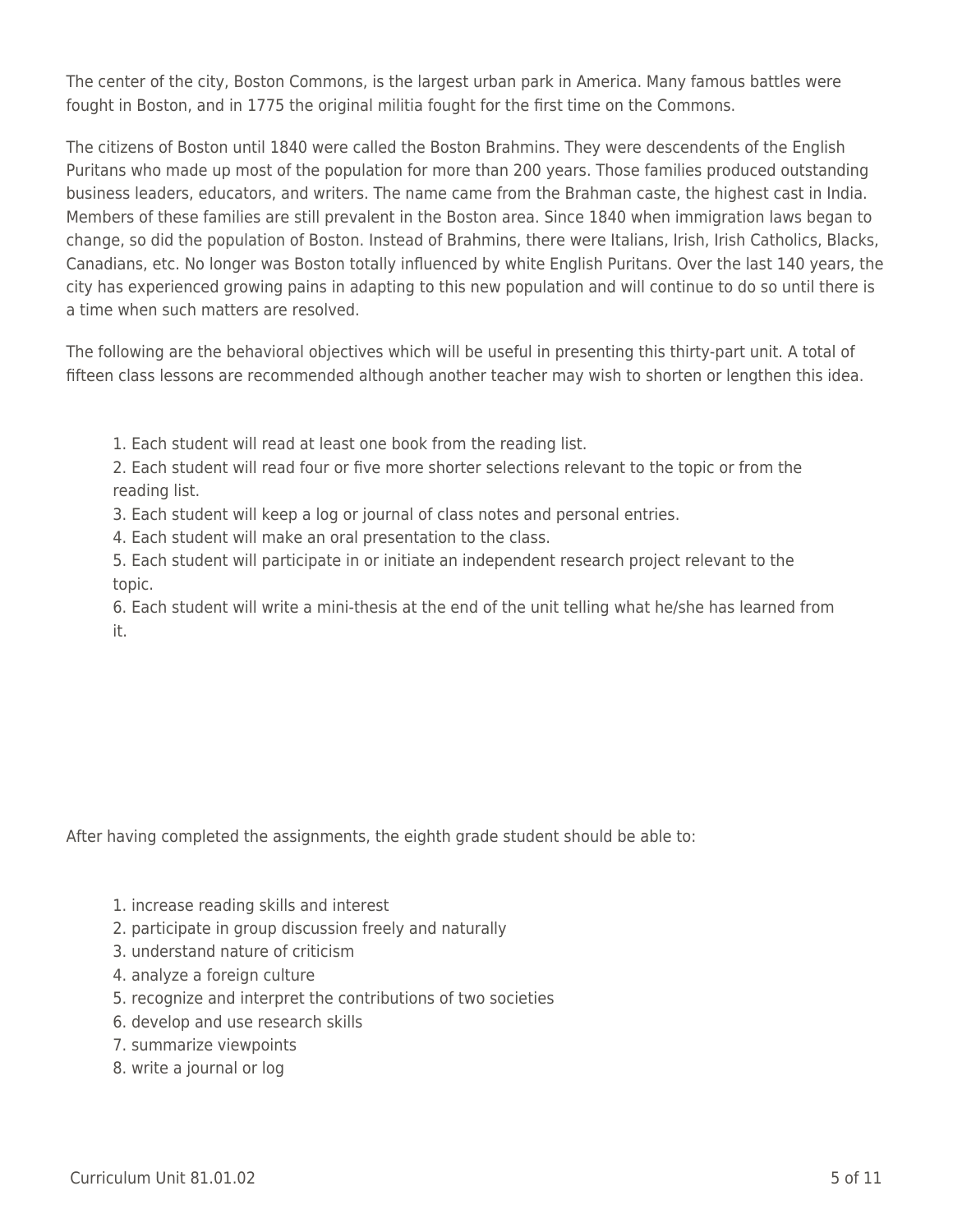The center of the city, Boston Commons, is the largest urban park in America. Many famous battles were fought in Boston, and in 1775 the original militia fought for the first time on the Commons.

The citizens of Boston until 1840 were called the Boston Brahmins. They were descendents of the English Puritans who made up most of the population for more than 200 years. Those families produced outstanding business leaders, educators, and writers. The name came from the Brahman caste, the highest cast in India. Members of these families are still prevalent in the Boston area. Since 1840 when immigration laws began to change, so did the population of Boston. Instead of Brahmins, there were Italians, Irish, Irish Catholics, Blacks, Canadians, etc. No longer was Boston totally influenced by white English Puritans. Over the last 140 years, the city has experienced growing pains in adapting to this new population and will continue to do so until there is a time when such matters are resolved.

The following are the behavioral objectives which will be useful in presenting this thirty-part unit. A total of fifteen class lessons are recommended although another teacher may wish to shorten or lengthen this idea.

1. Each student will read at least one book from the reading list.
2. Each student will read four or five more shorter selections relevant to the topic or from the reading list.
3. Each student will keep a log or journal of class notes and personal entries.
4. Each student will make an oral presentation to the class.
5. Each student will participate in or initiate an independent research project relevant to the topic.
6. Each student will write a mini-thesis at the end of the unit telling what he/she has learned from it.

After having completed the assignments, the eighth grade student should be able to:

1. increase reading skills and interest
2. participate in group discussion freely and naturally
3. understand nature of criticism
4. analyze a foreign culture
5. recognize and interpret the contributions of two societies
6. develop and use research skills
7. summarize viewpoints
8. write a journal or log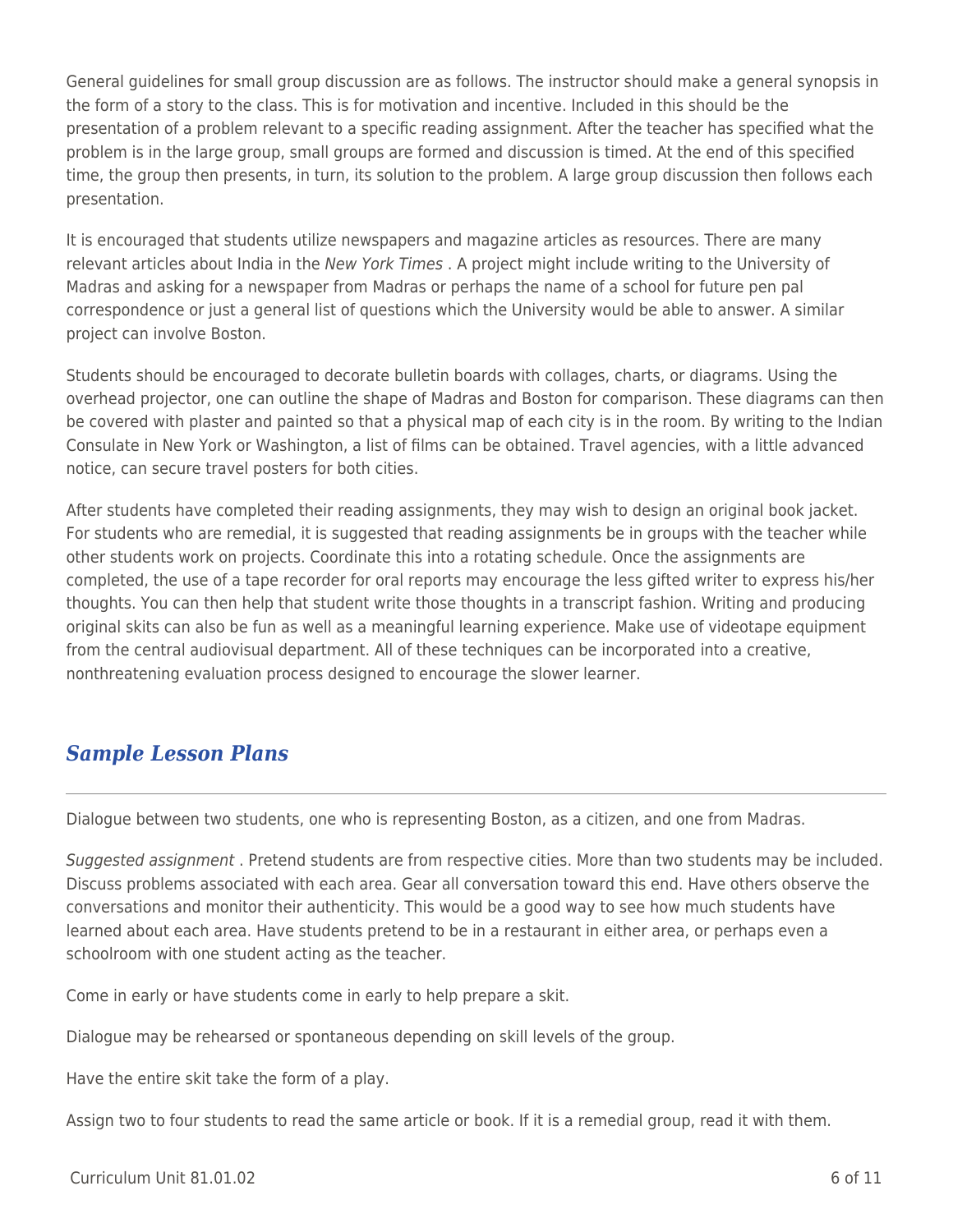General guidelines for small group discussion are as follows. The instructor should make a general synopsis in the form of a story to the class. This is for motivation and incentive. Included in this should be the presentation of a problem relevant to a specific reading assignment. After the teacher has specified what the problem is in the large group, small groups are formed and discussion is timed. At the end of this specified time, the group then presents, in turn, its solution to the problem. A large group discussion then follows each presentation.

It is encouraged that students utilize newspapers and magazine articles as resources. There are many relevant articles about India in the *New York Times* . A project might include writing to the University of Madras and asking for a newspaper from Madras or perhaps the name of a school for future pen pal correspondence or just a general list of questions which the University would be able to answer. A similar project can involve Boston.

Students should be encouraged to decorate bulletin boards with collages, charts, or diagrams. Using the overhead projector, one can outline the shape of Madras and Boston for comparison. These diagrams can then be covered with plaster and painted so that a physical map of each city is in the room. By writing to the Indian Consulate in New York or Washington, a list of films can be obtained. Travel agencies, with a little advanced notice, can secure travel posters for both cities.

After students have completed their reading assignments, they may wish to design an original book jacket. For students who are remedial, it is suggested that reading assignments be in groups with the teacher while other students work on projects. Coordinate this into a rotating schedule. Once the assignments are completed, the use of a tape recorder for oral reports may encourage the less gifted writer to express his/her thoughts. You can then help that student write those thoughts in a transcript fashion. Writing and producing original skits can also be fun as well as a meaningful learning experience. Make use of videotape equipment from the central audiovisual department. All of these techniques can be incorporated into a creative, nonthreatening evaluation process designed to encourage the slower learner.

## *Sample Lesson Plans*

---

Dialogue between two students, one who is representing Boston, as a citizen, and one from Madras.

*Suggested assignment* . Pretend students are from respective cities. More than two students may be included. Discuss problems associated with each area. Gear all conversation toward this end. Have others observe the conversations and monitor their authenticity. This would be a good way to see how much students have learned about each area. Have students pretend to be in a restaurant in either area, or perhaps even a schoolroom with one student acting as the teacher.

Come in early or have students come in early to help prepare a skit.

Dialogue may be rehearsed or spontaneous depending on skill levels of the group.

Have the entire skit take the form of a play.

Assign two to four students to read the same article or book. If it is a remedial group, read it with them.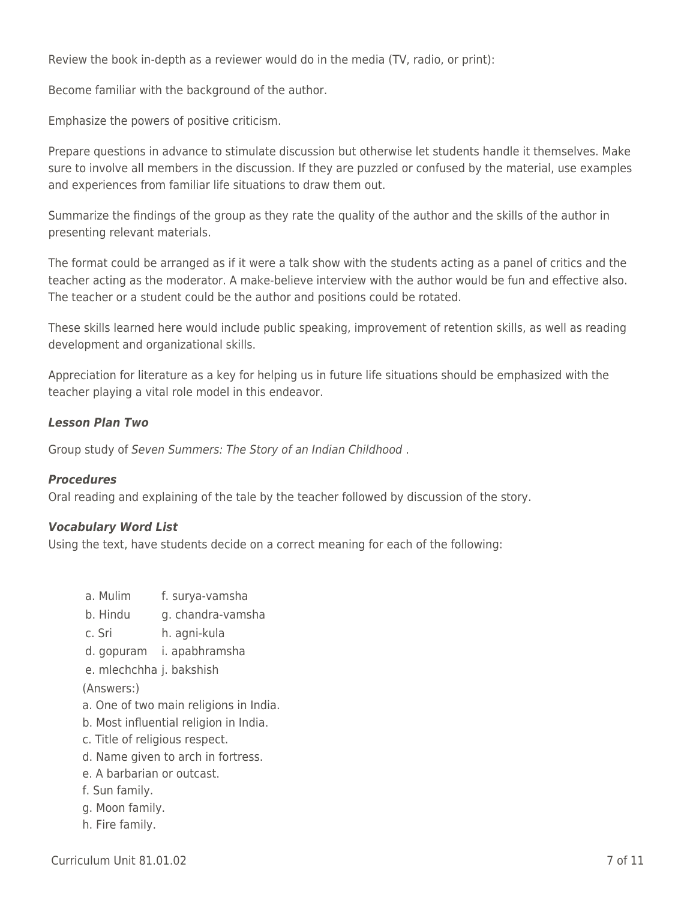Review the book in-depth as a reviewer would do in the media (TV, radio, or print):

Become familiar with the background of the author.

Emphasize the powers of positive criticism.

Prepare questions in advance to stimulate discussion but otherwise let students handle it themselves. Make sure to involve all members in the discussion. If they are puzzled or confused by the material, use examples and experiences from familiar life situations to draw them out.

Summarize the findings of the group as they rate the quality of the author and the skills of the author in presenting relevant materials.

The format could be arranged as if it were a talk show with the students acting as a panel of critics and the teacher acting as the moderator. A make-believe interview with the author would be fun and effective also. The teacher or a student could be the author and positions could be rotated.

These skills learned here would include public speaking, improvement of retention skills, as well as reading development and organizational skills.

Appreciation for literature as a key for helping us in future life situations should be emphasized with the teacher playing a vital role model in this endeavor.

***Lesson Plan Two***

Group study of *Seven Summers: The Story of an Indian Childhood* .

***Procedures***

Oral reading and explaining of the tale by the teacher followed by discussion of the story.

***Vocabulary Word List***

Using the text, have students decide on a correct meaning for each of the following:

a. Mulim f. surya-vamsha
b. Hindu g. chandra-vamsha
c. Sri h. agni-kula
d. gopuram i. apabhramsha
e. mlechchha j. bakshish

(Answers:)

a. One of two main religions in India.
b. Most influential religion in India.
c. Title of religious respect.
d. Name given to arch in fortress.
e. A barbarian or outcast.
f. Sun family.
g. Moon family.
h. Fire family.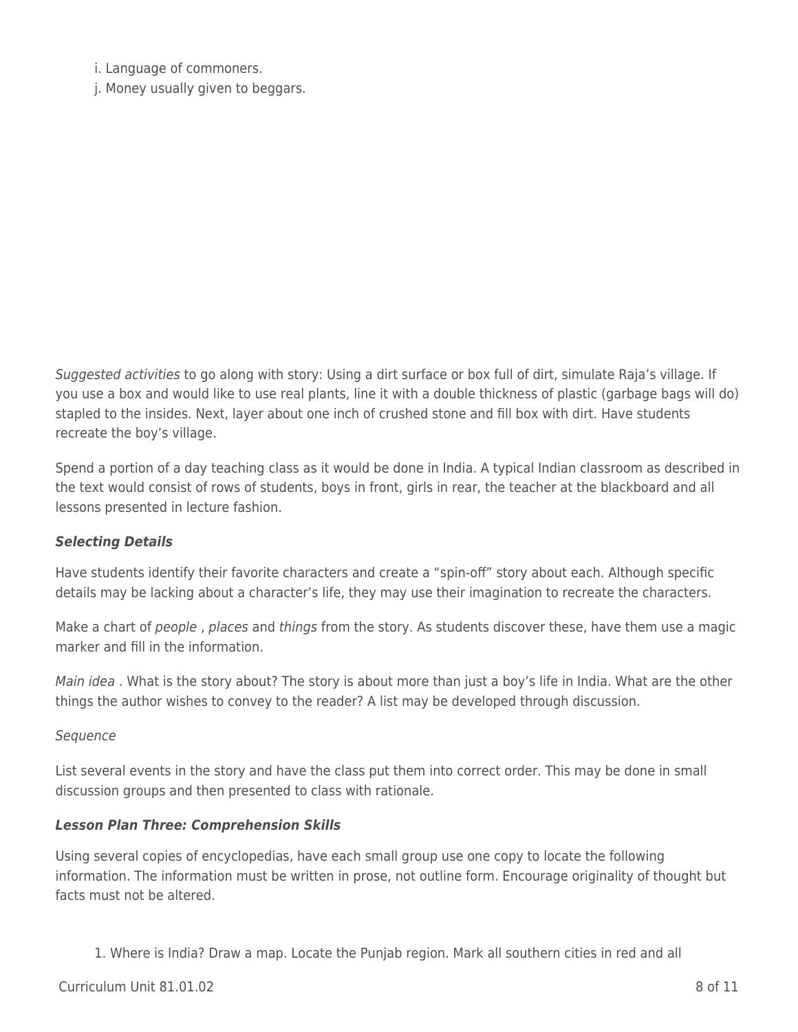i. Language of commoners.  
j. Money usually given to beggars.

*Suggested activities* to go along with story: Using a dirt surface or box full of dirt, simulate Raja's village. If you use a box and would like to use real plants, line it with a double thickness of plastic (garbage bags will do) stapled to the insides. Next, layer about one inch of crushed stone and fill box with dirt. Have students recreate the boy's village.

Spend a portion of a day teaching class as it would be done in India. A typical Indian classroom as described in the text would consist of rows of students, boys in front, girls in rear, the teacher at the blackboard and all lessons presented in lecture fashion.

***Selecting Details***

Have students identify their favorite characters and create a "spin-off" story about each. Although specific details may be lacking about a character's life, they may use their imagination to recreate the characters.

Make a chart of *people* , *places* and *things* from the story. As students discover these, have them use a magic marker and fill in the information.

*Main idea* . What is the story about? The story is about more than just a boy's life in India. What are the other things the author wishes to convey to the reader? A list may be developed through discussion.

*Sequence*

List several events in the story and have the class put them into correct order. This may be done in small discussion groups and then presented to class with rationale.

***Lesson Plan Three: Comprehension Skills***

Using several copies of encyclopedias, have each small group use one copy to locate the following information. The information must be written in prose, not outline form. Encourage originality of thought but facts must not be altered.

1. Where is India? Draw a map. Locate the Punjab region. Mark all southern cities in red and all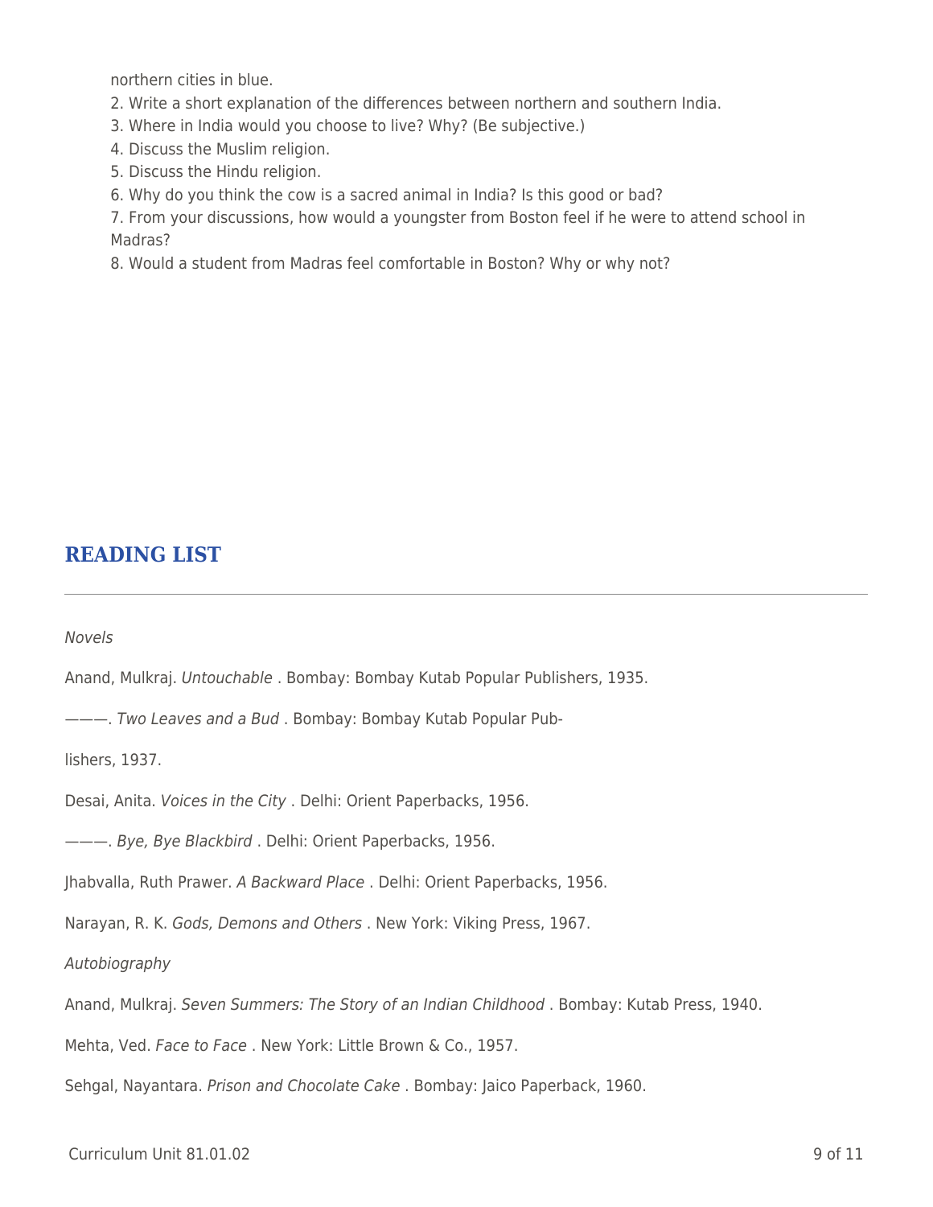northern cities in blue.

2. Write a short explanation of the differences between northern and southern India.
3. Where in India would you choose to live? Why? (Be subjective.)
4. Discuss the Muslim religion.
5. Discuss the Hindu religion.
6. Why do you think the cow is a sacred animal in India? Is this good or bad?
7. From your discussions, how would a youngster from Boston feel if he were to attend school in Madras?
8. Would a student from Madras feel comfortable in Boston? Why or why not?

## READING LIST

*Novels*

Anand, Mulkraj. *Untouchable* . Bombay: Bombay Kutab Popular Publishers, 1935.

———. *Two Leaves and a Bud* . Bombay: Bombay Kutab Popular Publishers, 1937.

Desai, Anita. *Voices in the City* . Delhi: Orient Paperbacks, 1956.

———. *Bye, Bye Blackbird* . Delhi: Orient Paperbacks, 1956.

Jhabvalla, Ruth Prawer. *A Backward Place* . Delhi: Orient Paperbacks, 1956.

Narayan, R. K. *Gods, Demons and Others* . New York: Viking Press, 1967.

*Autobiography*

Anand, Mulkraj. *Seven Summers: The Story of an Indian Childhood* . Bombay: Kutab Press, 1940.

Mehta, Ved. *Face to Face* . New York: Little Brown & Co., 1957.

Sehgal, Nayantara. *Prison and Chocolate Cake* . Bombay: Jaico Paperback, 1960.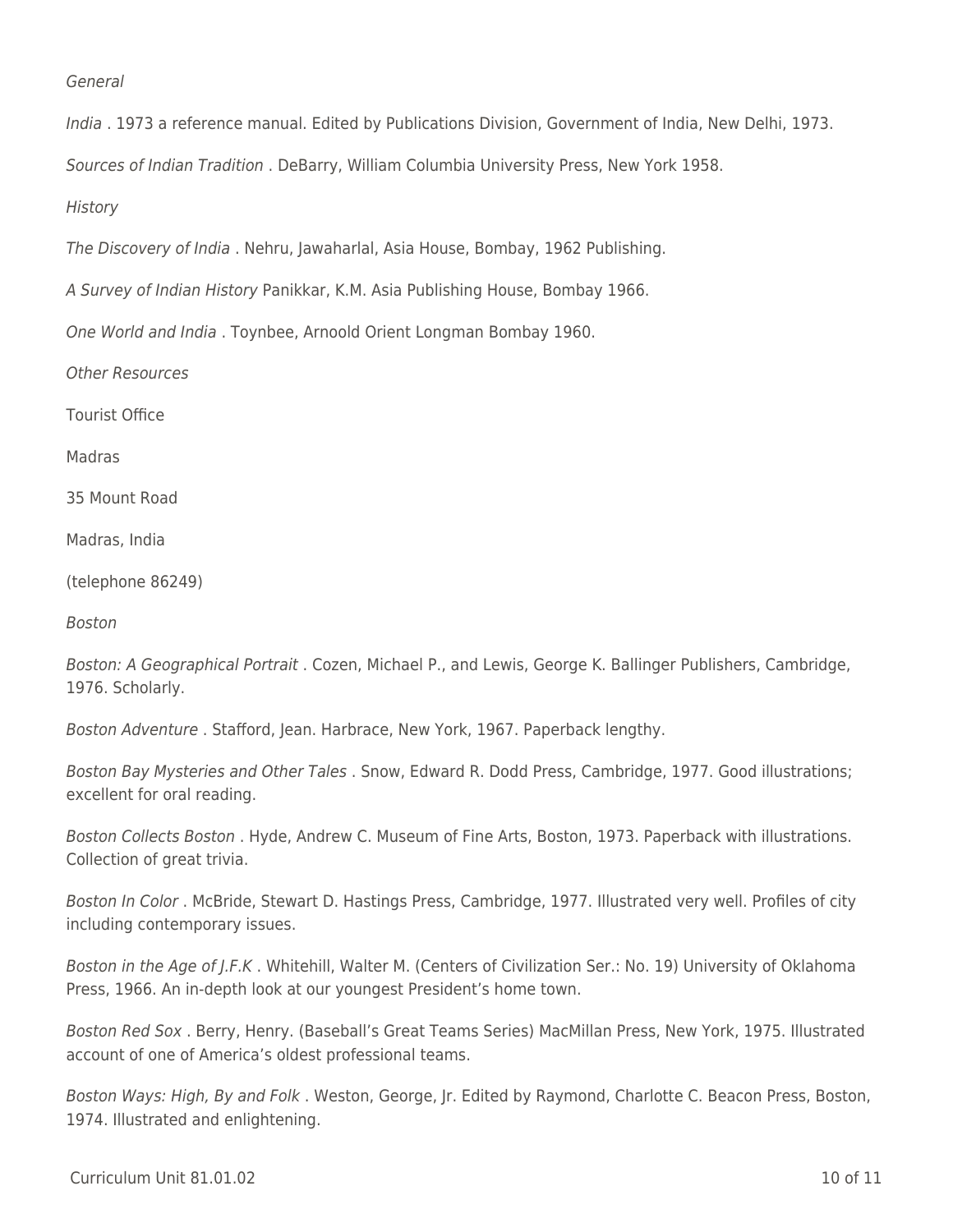*General*

*India* . 1973 a reference manual. Edited by Publications Division, Government of India, New Delhi, 1973.

*Sources of Indian Tradition* . DeBarry, William Columbia University Press, New York 1958.

*History*

*The Discovery of India* . Nehru, Jawaharlal, Asia House, Bombay, 1962 Publishing.

*A Survey of Indian History* Panikkar, K.M. Asia Publishing House, Bombay 1966.

*One World and India* . Toynbee, Arnoold Orient Longman Bombay 1960.

*Other Resources*

Tourist Office

Madras

35 Mount Road

Madras, India

(telephone 86249)

*Boston*

*Boston: A Geographical Portrait* . Cozen, Michael P., and Lewis, George K. Ballinger Publishers, Cambridge, 1976. Scholarly.

*Boston Adventure* . Stafford, Jean. Harbrace, New York, 1967. Paperback lengthy.

*Boston Bay Mysteries and Other Tales* . Snow, Edward R. Dodd Press, Cambridge, 1977. Good illustrations; excellent for oral reading.

*Boston Collects Boston* . Hyde, Andrew C. Museum of Fine Arts, Boston, 1973. Paperback with illustrations. Collection of great trivia.

*Boston In Color* . McBride, Stewart D. Hastings Press, Cambridge, 1977. Illustrated very well. Profiles of city including contemporary issues.

*Boston in the Age of J.F.K* . Whitehill, Walter M. (Centers of Civilization Ser.: No. 19) University of Oklahoma Press, 1966. An in-depth look at our youngest President's home town.

*Boston Red Sox* . Berry, Henry. (Baseball's Great Teams Series) MacMillan Press, New York, 1975. Illustrated account of one of America's oldest professional teams.

*Boston Ways: High, By and Folk* . Weston, George, Jr. Edited by Raymond, Charlotte C. Beacon Press, Boston, 1974. Illustrated and enlightening.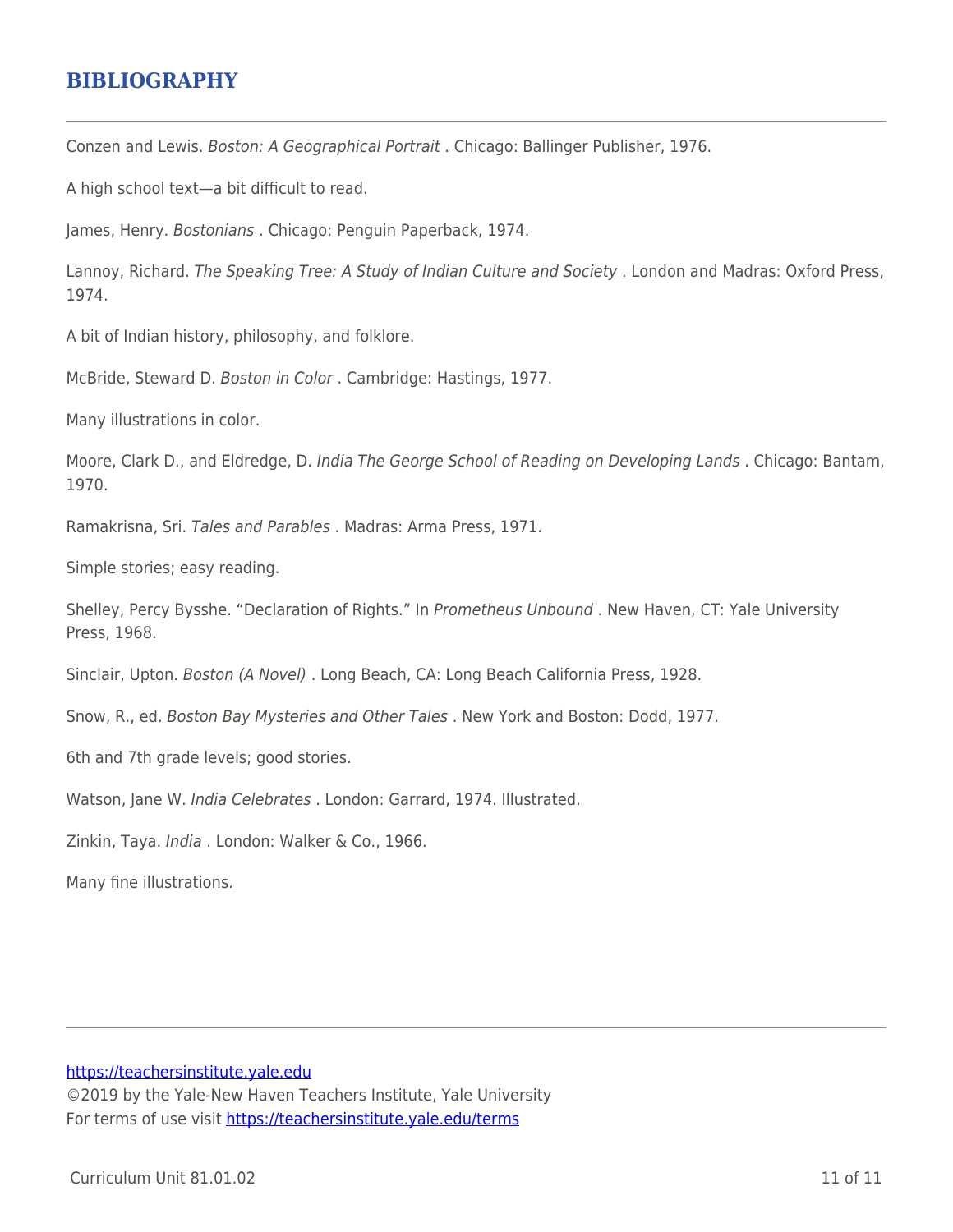## BIBLIOGRAPHY

Conzen and Lewis. *Boston: A Geographical Portrait* . Chicago: Ballinger Publisher, 1976.

A high school text—a bit difficult to read.

James, Henry. *Bostonians* . Chicago: Penguin Paperback, 1974.

Lannoy, Richard. *The Speaking Tree: A Study of Indian Culture and Society* . London and Madras: Oxford Press, 1974.

A bit of Indian history, philosophy, and folklore.

McBride, Steward D. *Boston in Color* . Cambridge: Hastings, 1977.

Many illustrations in color.

Moore, Clark D., and Eldredge, D. *India The George School of Reading on Developing Lands* . Chicago: Bantam, 1970.

Ramakrisna, Sri. *Tales and Parables* . Madras: Arma Press, 1971.

Simple stories; easy reading.

Shelley, Percy Bysshe. "Declaration of Rights." In *Prometheus Unbound* . New Haven, CT: Yale University Press, 1968.

Sinclair, Upton. *Boston (A Novel)* . Long Beach, CA: Long Beach California Press, 1928.

Snow, R., ed. *Boston Bay Mysteries and Other Tales* . New York and Boston: Dodd, 1977.

6th and 7th grade levels; good stories.

Watson, Jane W. *India Celebrates* . London: Garrard, 1974. Illustrated.

Zinkin, Taya. *India* . London: Walker & Co., 1966.

Many fine illustrations.

https://teachersinstitute.yale.edu
©2019 by the Yale-New Haven Teachers Institute, Yale University
For terms of use visit https://teachersinstitute.yale.edu/terms